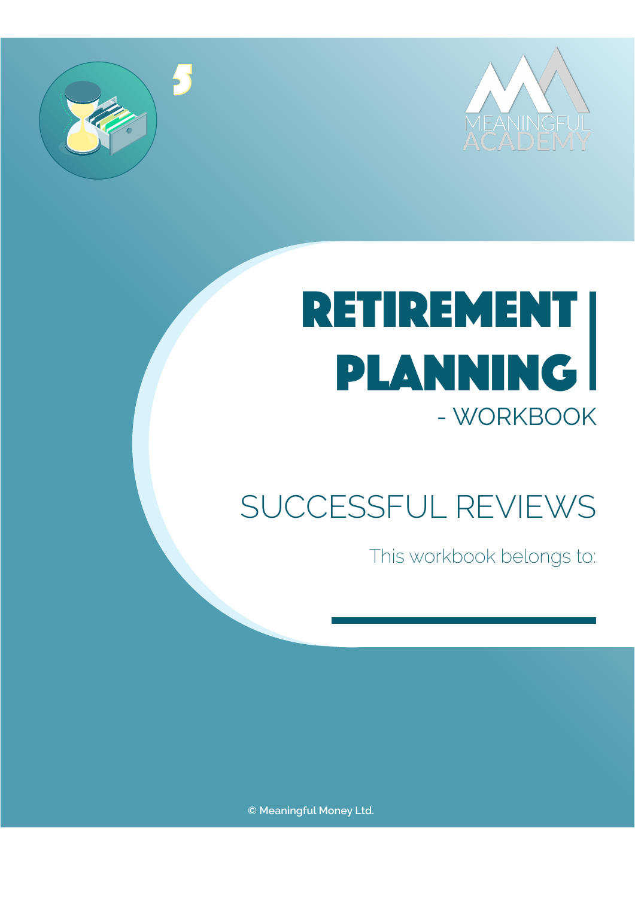5

MEANINGFUL ACADEMY

# RETIREMENT PLANNING

- WORKBOOK

## SUCCESSFUL REVIEWS

This workbook belongs to:

© Meaningful Money Ltd.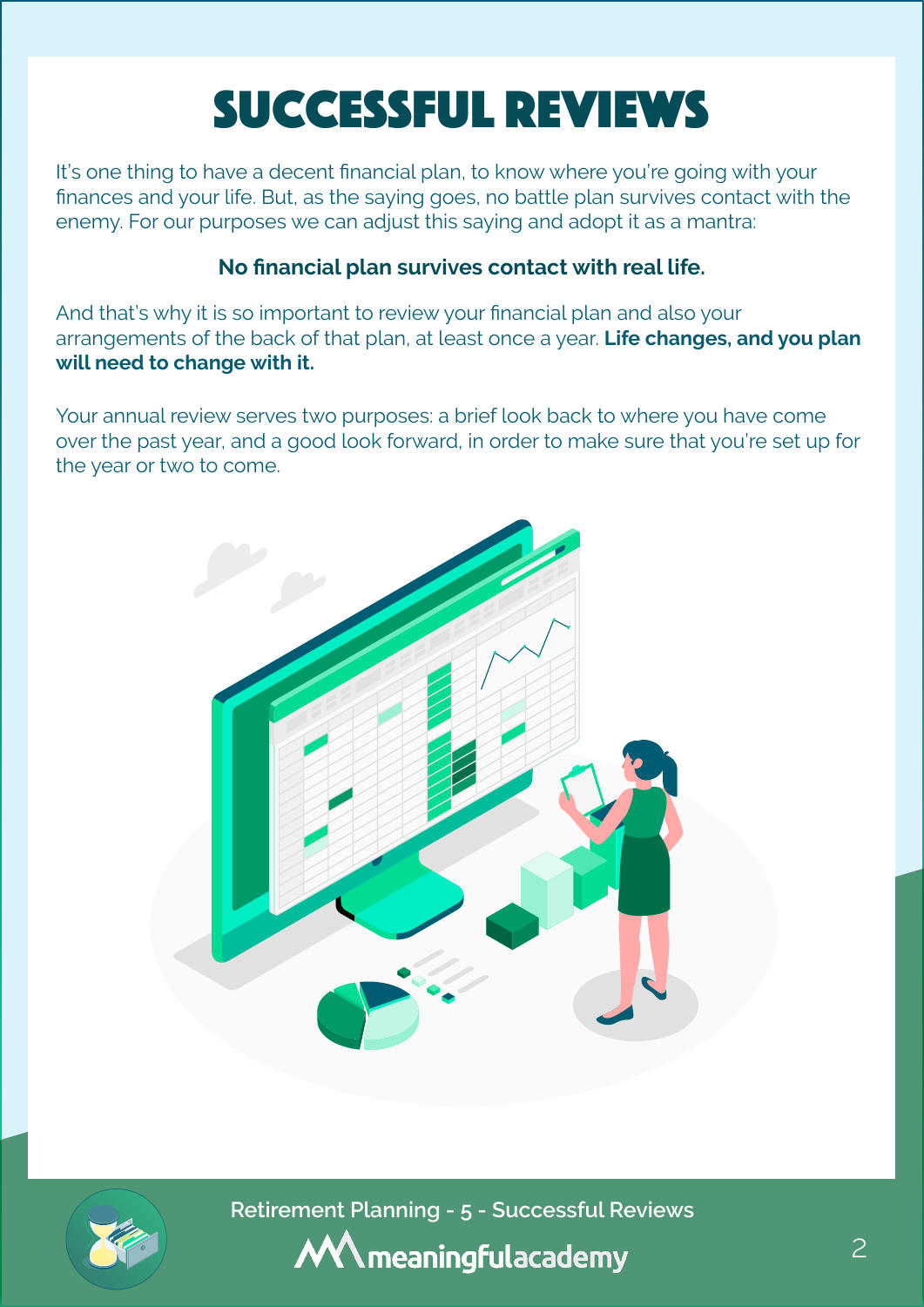# SUCCESSFUL REVIEWS

It's one thing to have a decent financial plan, to know where you're going with your finances and your life. But, as the saying goes, no battle plan survives contact with the enemy. For our purposes we can adjust this saying and adopt it as a mantra:

**No financial plan survives contact with real life.**

And that's why it is so important to review your financial plan and also your arrangements of the back of that plan, at least once a year. **Life changes, and you plan will need to change with it.**

Your annual review serves two purposes: a brief look back to where you have come over the past year, and a good look forward, in order to make sure that you're set up for the year or two to come.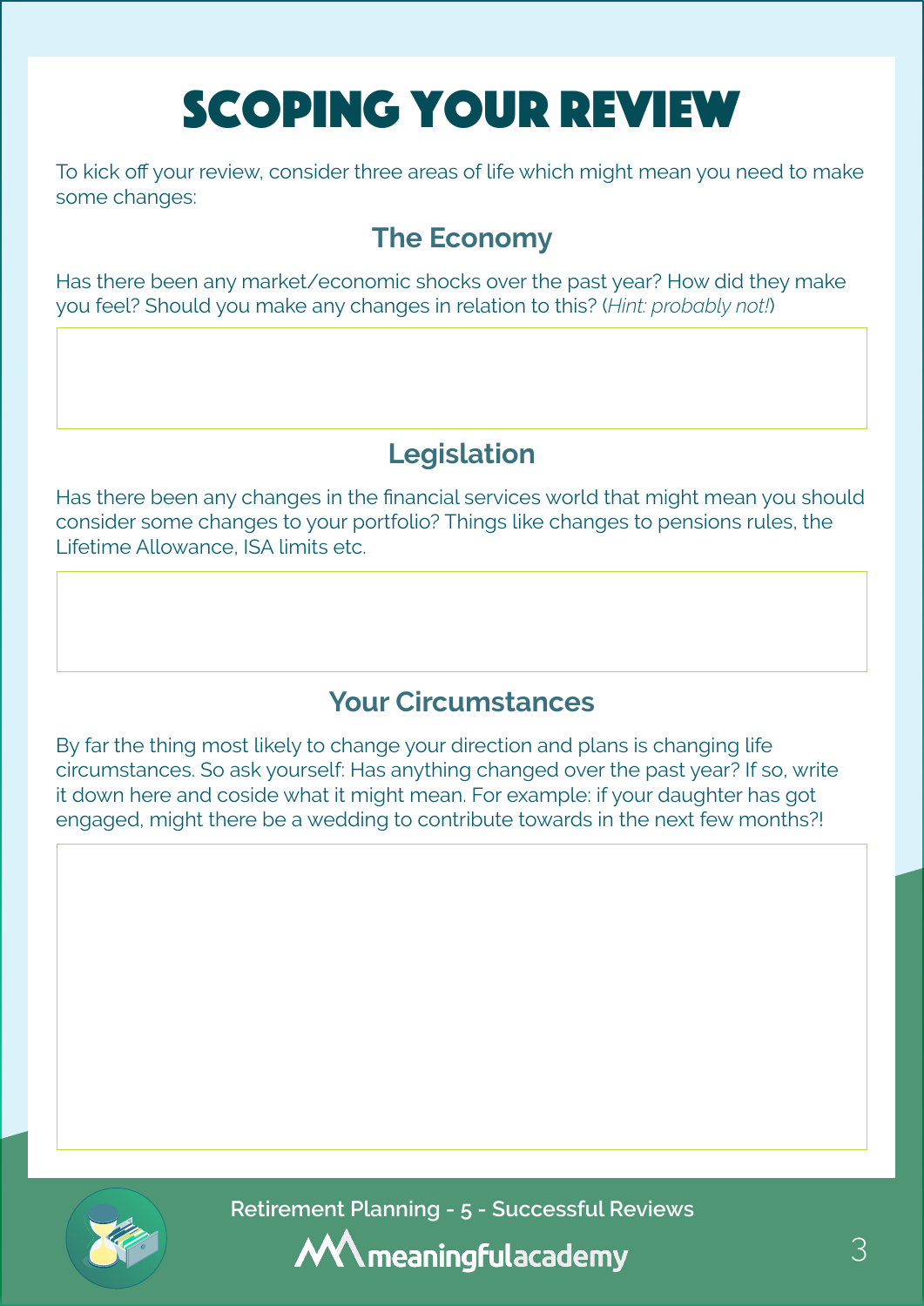# SCOPING YOUR REVIEW

To kick off your review, consider three areas of life which might mean you need to make some changes:

## The Economy

Has there been any market/economic shocks over the past year? How did they make you feel? Should you make any changes in relation to this? (*Hint: probably not!*)

## Legislation

Has there been any changes in the financial services world that might mean you should consider some changes to your portfolio? Things like changes to pensions rules, the Lifetime Allowance, ISA limits etc.

## Your Circumstances

By far the thing most likely to change your direction and plans is changing life circumstances. So ask yourself: Has anything changed over the past year? If so, write it down here and coside what it might mean. For example: if your daughter has got engaged, might there be a wedding to contribute towards in the next few months?!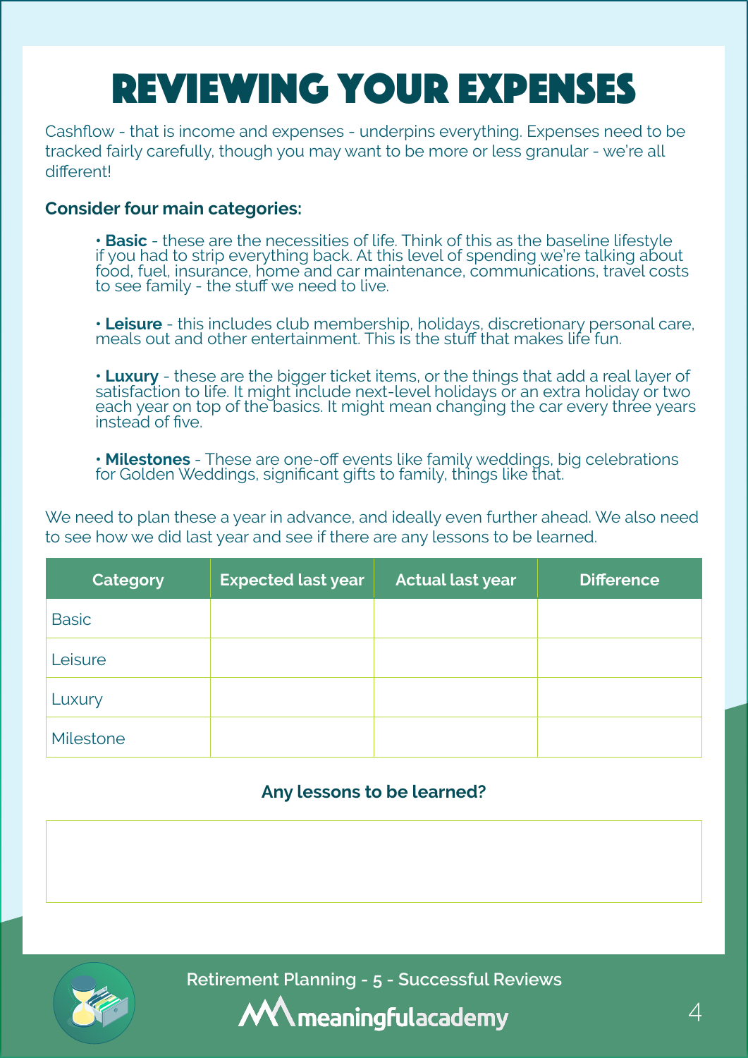# REVIEWING YOUR EXPENSES

Cashflow - that is income and expenses - underpins everything. Expenses need to be tracked fairly carefully, though you may want to be more or less granular - we're all different!

**Consider four main categories:**

- **Basic** - these are the necessities of life. Think of this as the baseline lifestyle if you had to strip everything back. At this level of spending we're talking about food, fuel, insurance, home and car maintenance, communications, travel costs to see family - the stuff we need to live.

- **Leisure** - this includes club membership, holidays, discretionary personal care, meals out and other entertainment. This is the stuff that makes life fun.

- **Luxury** - these are the bigger ticket items, or the things that add a real layer of satisfaction to life. It might include next-level holidays or an extra holiday or two each year on top of the basics. It might mean changing the car every three years instead of five.

- **Milestones** - These are one-off events like family weddings, big celebrations for Golden Weddings, significant gifts to family, things like that.

We need to plan these a year in advance, and ideally even further ahead. We also need to see how we did last year and see if there are any lessons to be learned.

| Category | Expected last year | Actual last year | Difference |
|---|---|---|---|
| Basic | | | |
| Leisure | | | |
| Luxury | | | |
| Milestone | | | |

**Any lessons to be learned?**

Retirement Planning - 5 - Successful Reviews

meaningfulacademy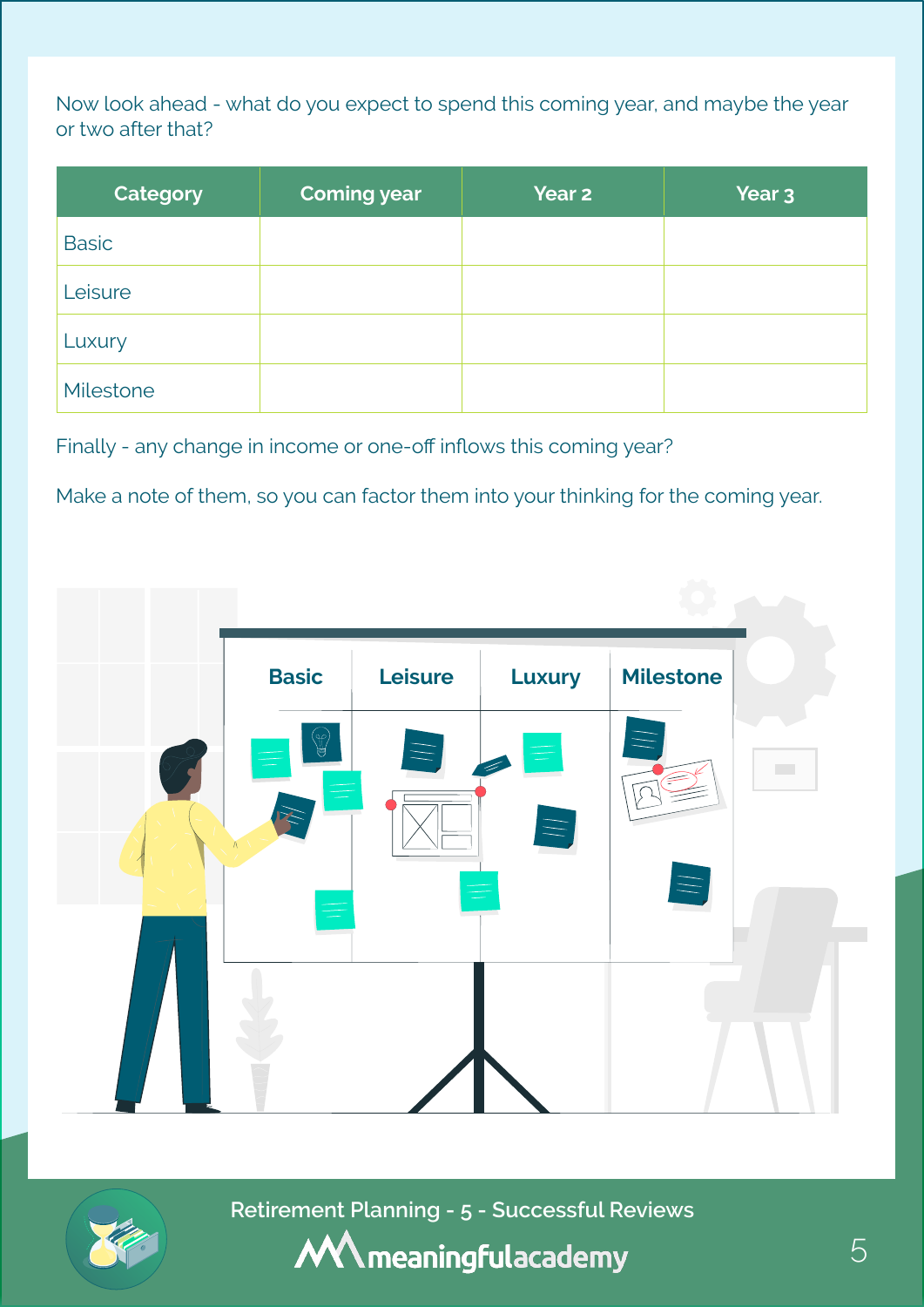Now look ahead - what do you expect to spend this coming year, and maybe the year or two after that?

| Category | Coming year | Year 2 | Year 3 |
|---|---|---|---|
| Basic | | | |
| Leisure | | | |
| Luxury | | | |
| Milestone | | | |

Finally - any change in income or one-off inflows this coming year?

Make a note of them, so you can factor them into your thinking for the coming year.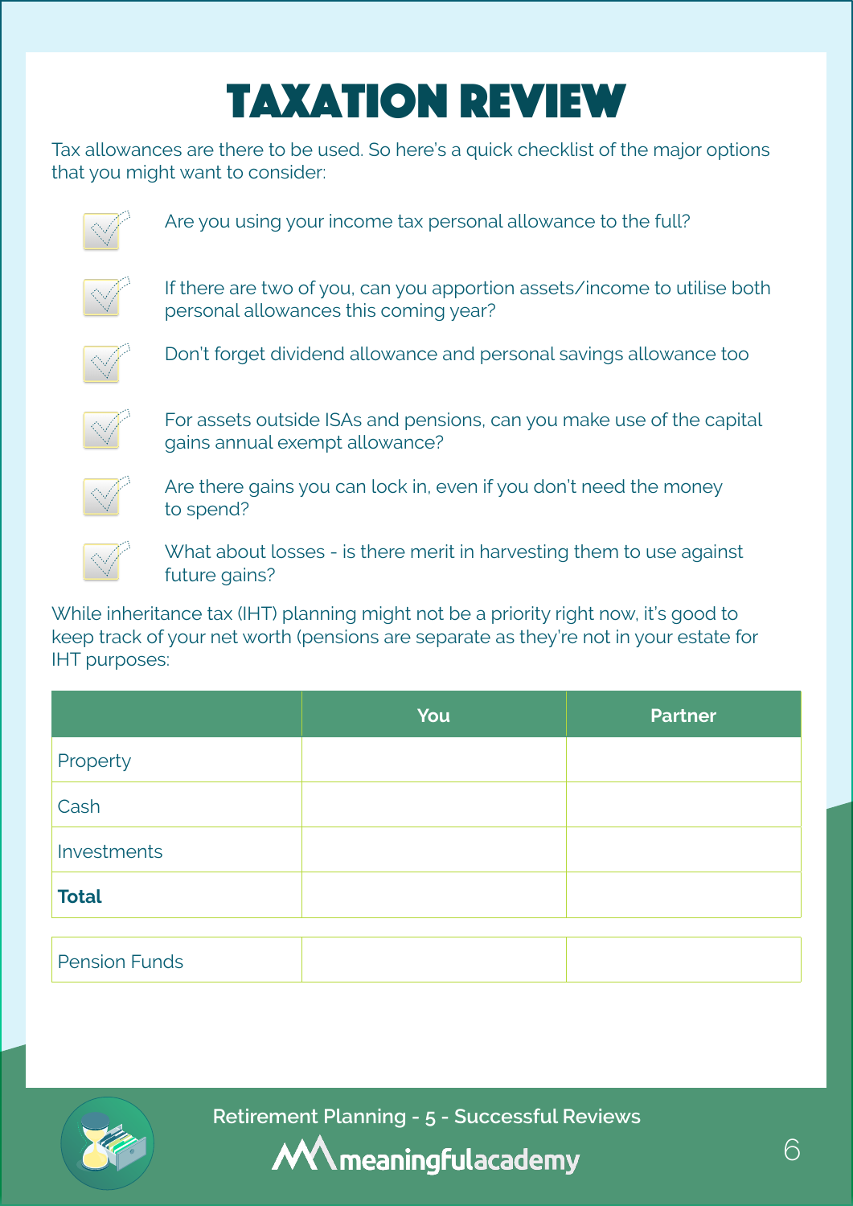# TAXATION REVIEW

Tax allowances are there to be used. So here's a quick checklist of the major options that you might want to consider:

- Are you using your income tax personal allowance to the full?
- If there are two of you, can you apportion assets/income to utilise both personal allowances this coming year?
- Don't forget dividend allowance and personal savings allowance too
- For assets outside ISAs and pensions, can you make use of the capital gains annual exempt allowance?
- Are there gains you can lock in, even if you don't need the money to spend?
- What about losses - is there merit in harvesting them to use against future gains?

While inheritance tax (IHT) planning might not be a priority right now, it's good to keep track of your net worth (pensions are separate as they're not in your estate for IHT purposes:

| | You | Partner |
|---|---|---|
| Property | | |
| Cash | | |
| Investments | | |
| **Total** | | |

| | | |
|---|---|---|
| Pension Funds | | |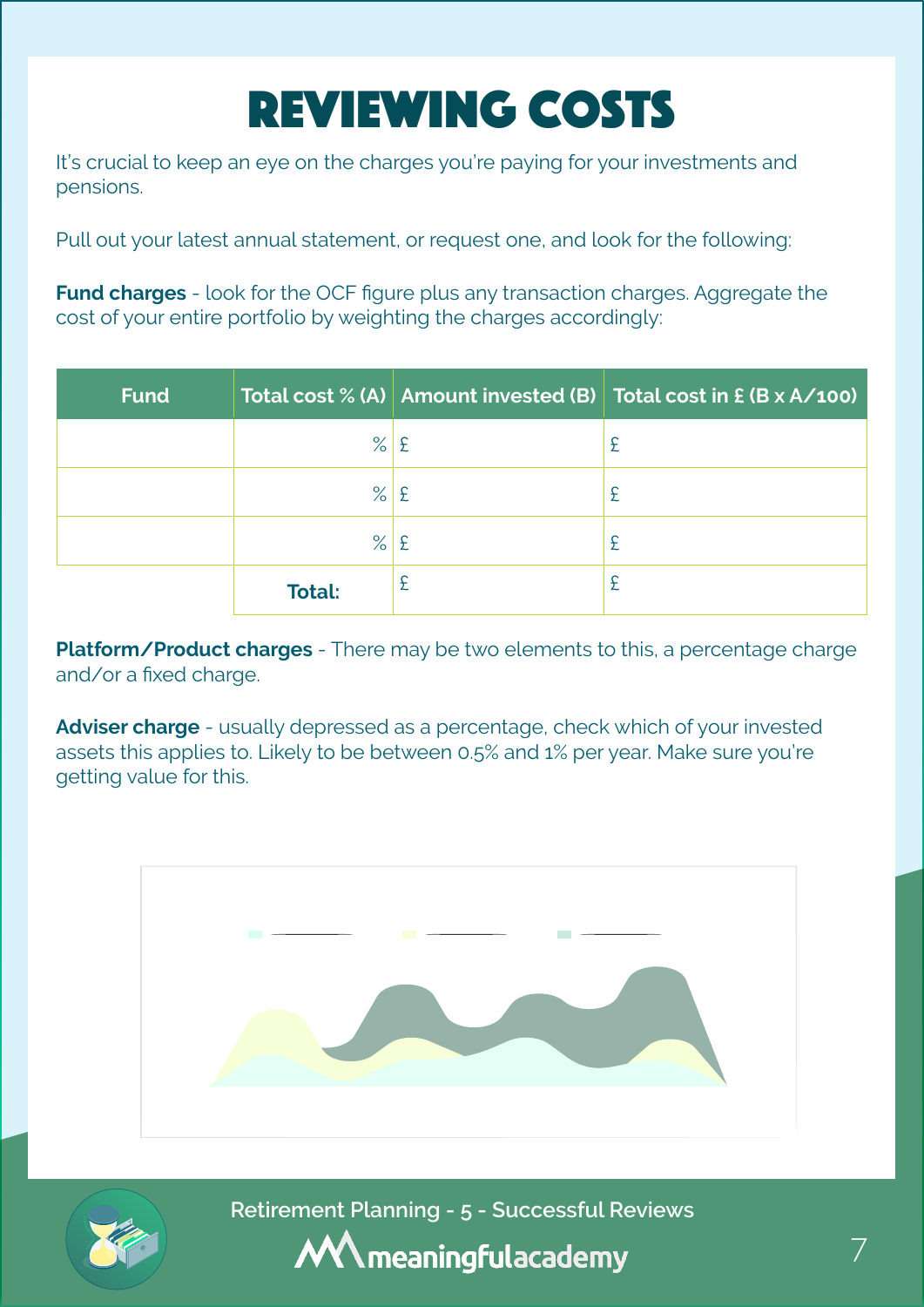# REVIEWING COSTS

It's crucial to keep an eye on the charges you're paying for your investments and pensions.

Pull out your latest annual statement, or request one, and look for the following:

**Fund charges** - look for the OCF figure plus any transaction charges. Aggregate the cost of your entire portfolio by weighting the charges accordingly:

| Fund | Total cost % (A) | Amount invested (B) | Total cost in £ (B x A/100) |
|---|---|---|---|
| | % | £ | £ |
| | % | £ | £ |
| | % | £ | £ |
| | **Total:** | £ | £ |

**Platform/Product charges** - There may be two elements to this, a percentage charge and/or a fixed charge.

**Adviser charge** - usually depressed as a percentage, check which of your invested assets this applies to. Likely to be between 0.5% and 1% per year. Make sure you're getting value for this.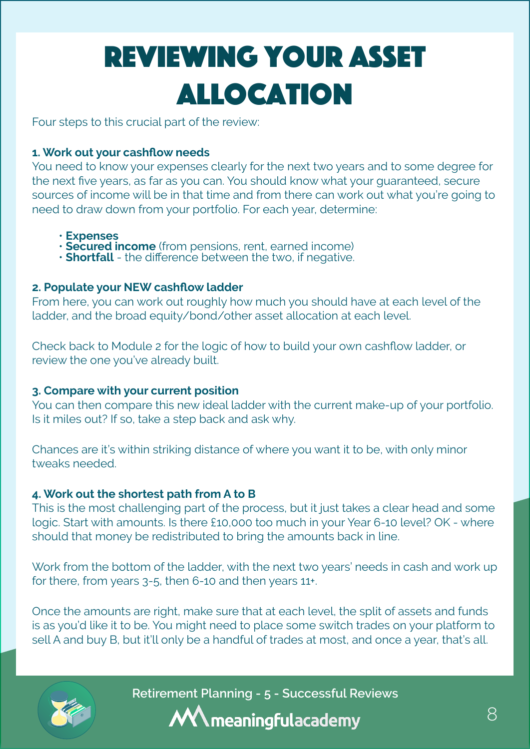# REVIEWING YOUR ASSET ALLOCATION

Four steps to this crucial part of the review:

**1. Work out your cashflow needs**

You need to know your expenses clearly for the next two years and to some degree for the next five years, as far as you can. You should know what your guaranteed, secure sources of income will be in that time and from there can work out what you're going to need to draw down from your portfolio. For each year, determine:

- **Expenses**
- **Secured income** (from pensions, rent, earned income)
- **Shortfall** - the difference between the two, if negative.

**2. Populate your NEW cashflow ladder**

From here, you can work out roughly how much you should have at each level of the ladder, and the broad equity/bond/other asset allocation at each level.

Check back to Module 2 for the logic of how to build your own cashflow ladder, or review the one you've already built.

**3. Compare with your current position**

You can then compare this new ideal ladder with the current make-up of your portfolio. Is it miles out? If so, take a step back and ask why.

Chances are it's within striking distance of where you want it to be, with only minor tweaks needed.

**4. Work out the shortest path from A to B**

This is the most challenging part of the process, but it just takes a clear head and some logic. Start with amounts. Is there £10,000 too much in your Year 6-10 level? OK - where should that money be redistributed to bring the amounts back in line.

Work from the bottom of the ladder, with the next two years' needs in cash and work up for there, from years 3-5, then 6-10 and then years 11+.

Once the amounts are right, make sure that at each level, the split of assets and funds is as you'd like it to be. You might need to place some switch trades on your platform to sell A and buy B, but it'll only be a handful of trades at most, and once a year, that's all.